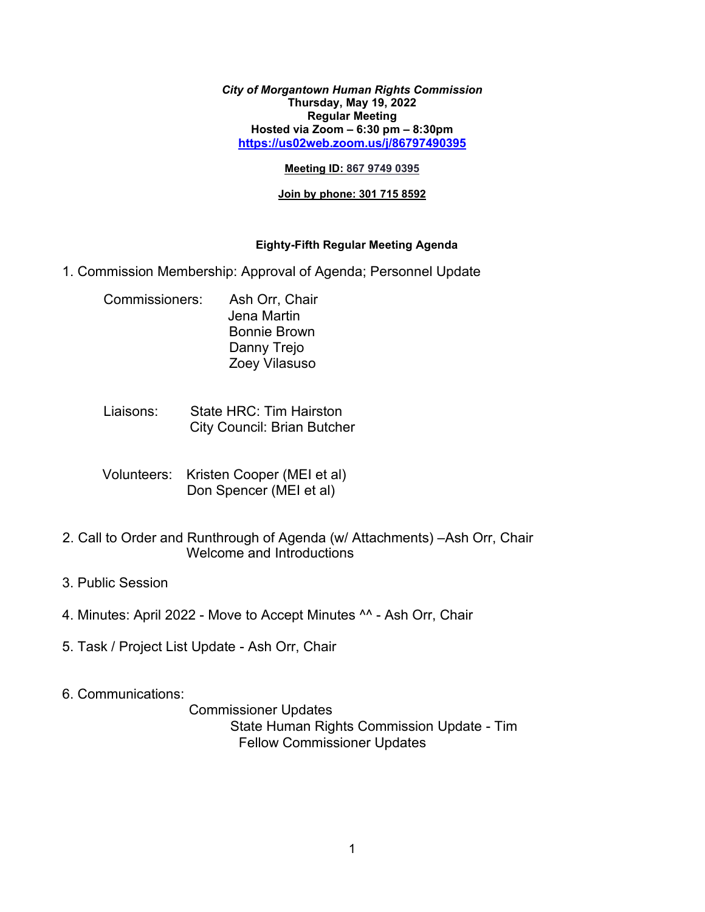***City of Morgantown Human Rights Commission***
**Thursday, May 19, 2022**
**Regular Meeting**
**Hosted via Zoom – 6:30 pm – 8:30pm**
**https://us02web.zoom.us/j/86797490395**

**Meeting ID: 867 9749 0395**

**Join by phone: 301 715 8592**

**Eighty-Fifth Regular Meeting Agenda**

1. Commission Membership: Approval of Agenda; Personnel Update

   Commissioners: Ash Orr, Chair
   Jena Martin
   Bonnie Brown
   Danny Trejo
   Zoey Vilasuso

   Liaisons: State HRC: Tim Hairston
   City Council: Brian Butcher

   Volunteers: Kristen Cooper (MEI et al)
   Don Spencer (MEI et al)

2. Call to Order and Runthrough of Agenda (w/ Attachments) –Ash Orr, Chair
   Welcome and Introductions

3. Public Session

4. Minutes: April 2022 - Move to Accept Minutes ^^ - Ash Orr, Chair

5. Task / Project List Update - Ash Orr, Chair

6. Communications:
   Commissioner Updates
   State Human Rights Commission Update - Tim
   Fellow Commissioner Updates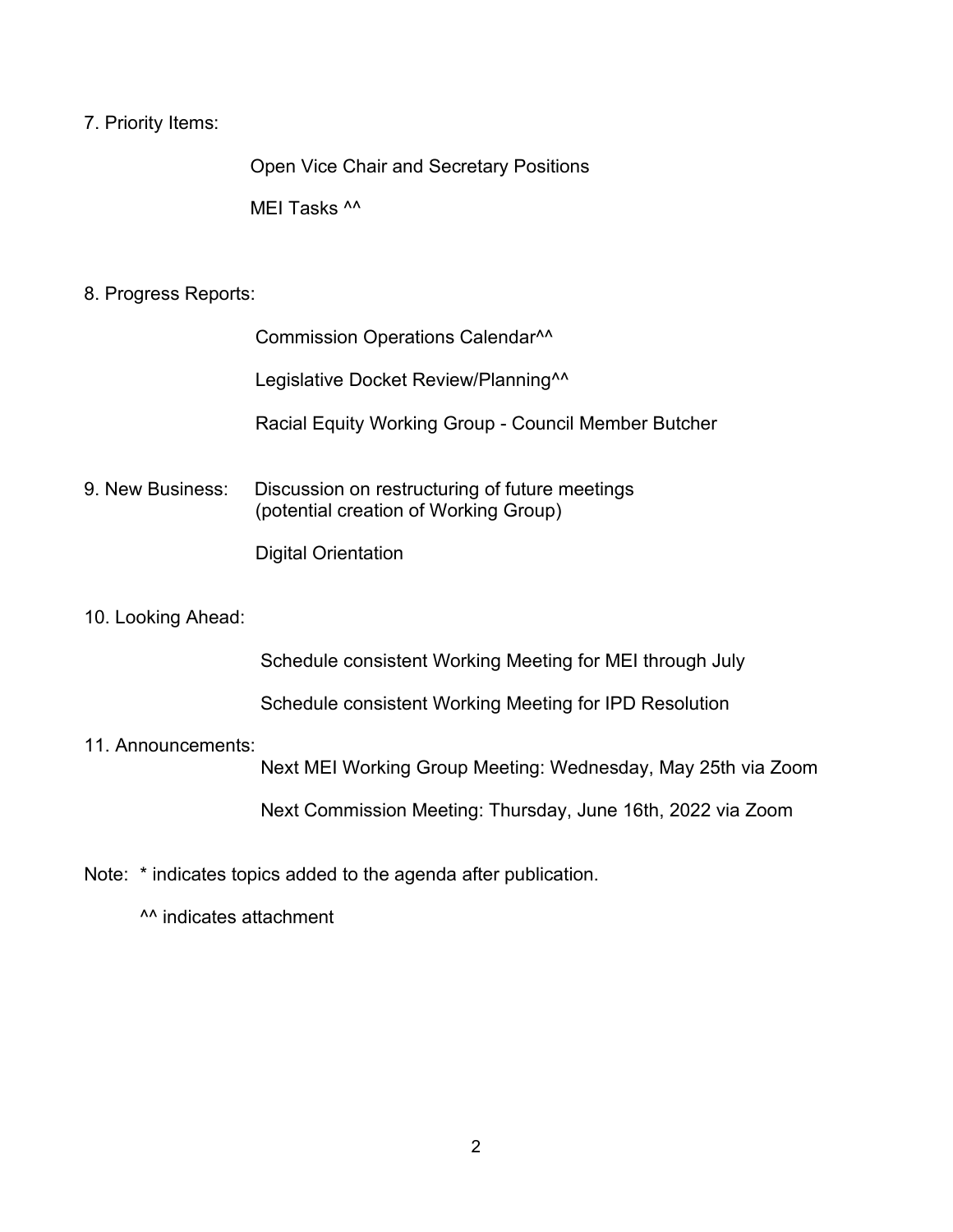7. Priority Items:

   Open Vice Chair and Secretary Positions

   MEI Tasks ^^

8. Progress Reports:

   Commission Operations Calendar^^

   Legislative Docket Review/Planning^^

   Racial Equity Working Group - Council Member Butcher

9. New Business:

   Discussion on restructuring of future meetings (potential creation of Working Group)

   Digital Orientation

10. Looking Ahead:

   Schedule consistent Working Meeting for MEI through July

   Schedule consistent Working Meeting for IPD Resolution

11. Announcements:

   Next MEI Working Group Meeting: Wednesday, May 25th via Zoom

   Next Commission Meeting: Thursday, June 16th, 2022 via Zoom

Note: * indicates topics added to the agenda after publication.

^^ indicates attachment